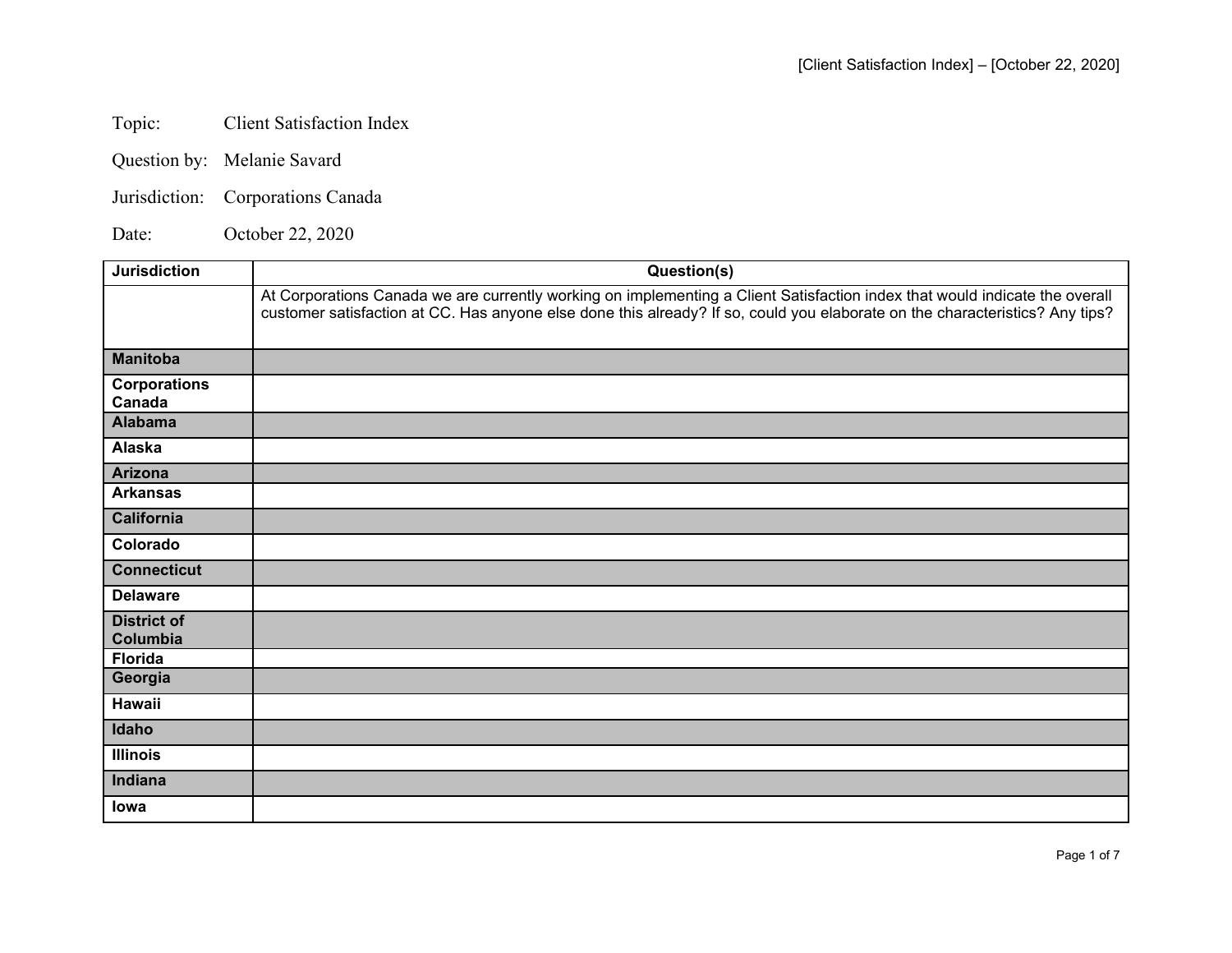Topic: Client Satisfaction Index

Question by: Melanie Savard

Jurisdiction: Corporations Canada

Date: October 22, 2020

| Jurisdiction | Question(s) |
|---|---|
| | At Corporations Canada we are currently working on implementing a Client Satisfaction index that would indicate the overall customer satisfaction at CC. Has anyone else done this already? If so, could you elaborate on the characteristics? Any tips? |
| **Manitoba** | |
| **Corporations Canada** | |
| **Alabama** | |
| **Alaska** | |
| **Arizona** | |
| **Arkansas** | |
| **California** | |
| **Colorado** | |
| **Connecticut** | |
| **Delaware** | |
| **District of Columbia** | |
| **Florida** | |
| **Georgia** | |
| **Hawaii** | |
| **Idaho** | |
| **Illinois** | |
| **Indiana** | |
| **Iowa** | |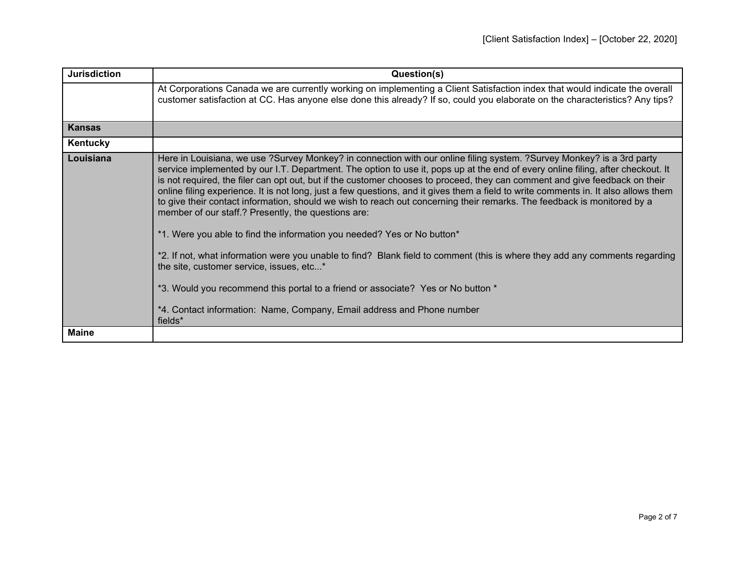| Jurisdiction | Question(s) |
|---|---|
| | At Corporations Canada we are currently working on implementing a Client Satisfaction index that would indicate the overall customer satisfaction at CC. Has anyone else done this already? If so, could you elaborate on the characteristics? Any tips? |
| **Kansas** | |
| **Kentucky** | |
| **Louisiana** | Here in Louisiana, we use ?Survey Monkey? in connection with our online filing system. ?Survey Monkey? is a 3rd party service implemented by our I.T. Department. The option to use it, pops up at the end of every online filing, after checkout. It is not required, the filer can opt out, but if the customer chooses to proceed, they can comment and give feedback on their online filing experience. It is not long, just a few questions, and it gives them a field to write comments in. It also allows them to give their contact information, should we wish to reach out concerning their remarks. The feedback is monitored by a member of our staff.? Presently, the questions are:<br><br>*1. Were you able to find the information you needed? Yes or No button*<br><br>*2. If not, what information were you unable to find? Blank field to comment (this is where they add any comments regarding the site, customer service, issues, etc...*<br><br>*3. Would you recommend this portal to a friend or associate? Yes or No button *<br><br>*4. Contact information: Name, Company, Email address and Phone number fields* |
| **Maine** | |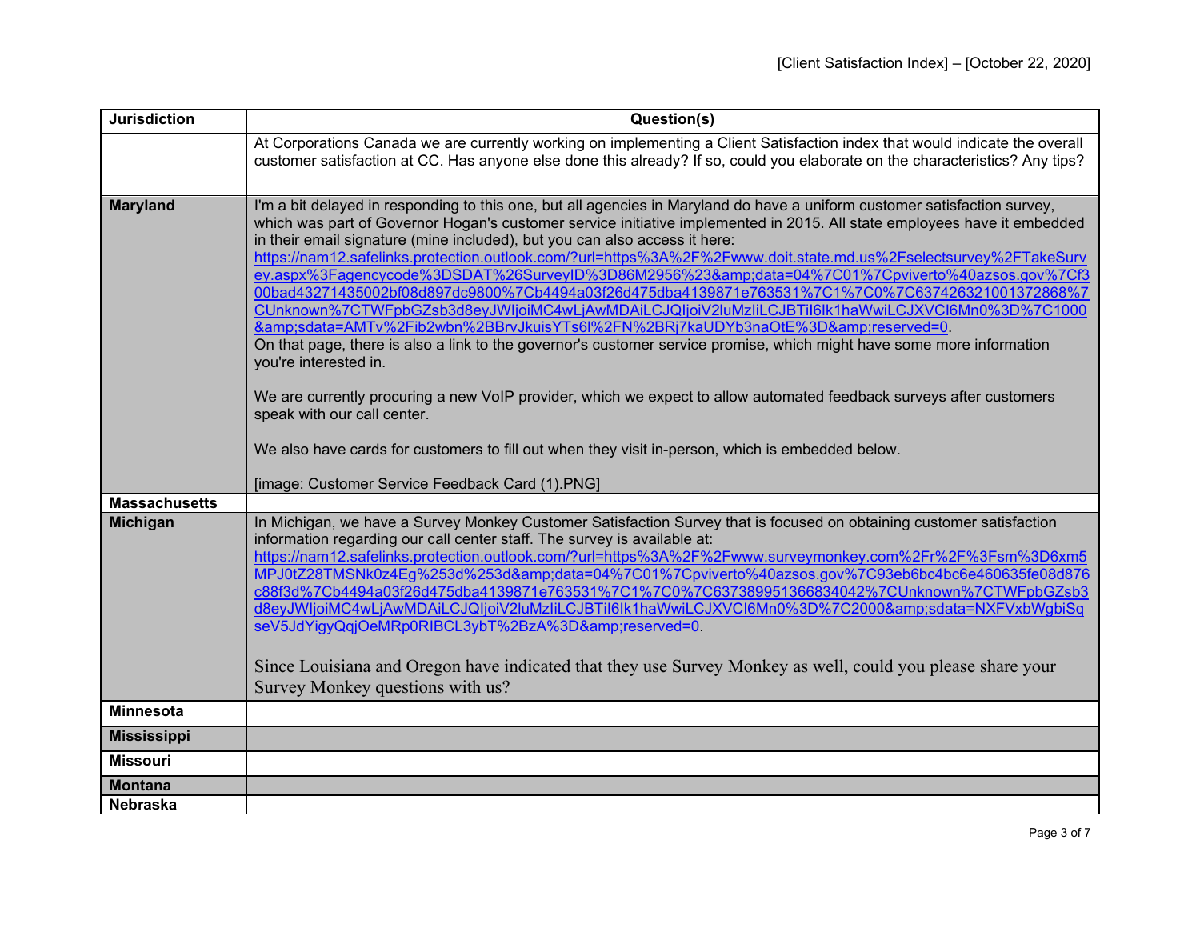| Jurisdiction | Question(s) |
|---|---|
| | At Corporations Canada we are currently working on implementing a Client Satisfaction index that would indicate the overall customer satisfaction at CC. Has anyone else done this already? If so, could you elaborate on the characteristics? Any tips? |
| **Maryland** | I'm a bit delayed in responding to this one, but all agencies in Maryland do have a uniform customer satisfaction survey, which was part of Governor Hogan's customer service initiative implemented in 2015. All state employees have it embedded in their email signature (mine included), but you can also access it here: https://nam12.safelinks.protection.outlook.com/?url=https%3A%2F%2Fwww.doit.state.md.us%2Fselectsurvey%2FTakeSurvey.aspx%3Fagencycode%3DSDAT%26SurveyID%3D86M2956%23&amp;data=04%7C01%7Cpviverto%40azsos.gov%7Cf300bad43271435002bf08d897dc9800%7Cb4494a03f26d475dba4139871e763531%7C1%7C0%7C637426321001372868%7CUnknown%7CTWFpbGZsb3d8eyJWIjoiMC4wLjAwMDAiLCJQIjoiV2luMzIiLCJBTiI6Ik1haWwiLCJXVCI6Mn0%3D%7C1000&amp;sdata=AMTv%2Fib2wbn%2BBrvJkuisYTs6l%2FN%2BRj7kaUDYb3naOtE%3D&amp;reserved=0. <br> On that page, there is also a link to the governor's customer service promise, which might have some more information you're interested in. <br><br> We are currently procuring a new VoIP provider, which we expect to allow automated feedback surveys after customers speak with our call center. <br><br> We also have cards for customers to fill out when they visit in-person, which is embedded below. <br><br> [image: Customer Service Feedback Card (1).PNG] |
| **Massachusetts** | |
| **Michigan** | In Michigan, we have a Survey Monkey Customer Satisfaction Survey that is focused on obtaining customer satisfaction information regarding our call center staff. The survey is available at: https://nam12.safelinks.protection.outlook.com/?url=https%3A%2F%2Fwww.surveymonkey.com%2Fr%2F%3Fsm%3D6xm5MPJ0tZ28TMSNk0z4Eg%253d%253d&amp;data=04%7C01%7Cpviverto%40azsos.gov%7C93eb6bc4bc6e460635fe08d876c88f3d%7Cb4494a03f26d475dba4139871e763531%7C1%7C0%7C637389951366834042%7CUnknown%7CTWFpbGZsb3d8eyJWIjoiMC4wLjAwMDAiLCJQIjoiV2luMzIiLCJBTiI6Ik1haWwiLCJXVCI6Mn0%3D%7C2000&amp;sdata=NXFVxbWgbiSqseV5JdYigyQqjOeMRp0RIBCL3ybT%2BzA%3D&amp;reserved=0. <br><br> Since Louisiana and Oregon have indicated that they use Survey Monkey as well, could you please share your Survey Monkey questions with us? |
| **Minnesota** | |
| **Mississippi** | |
| **Missouri** | |
| **Montana** | |
| **Nebraska** | |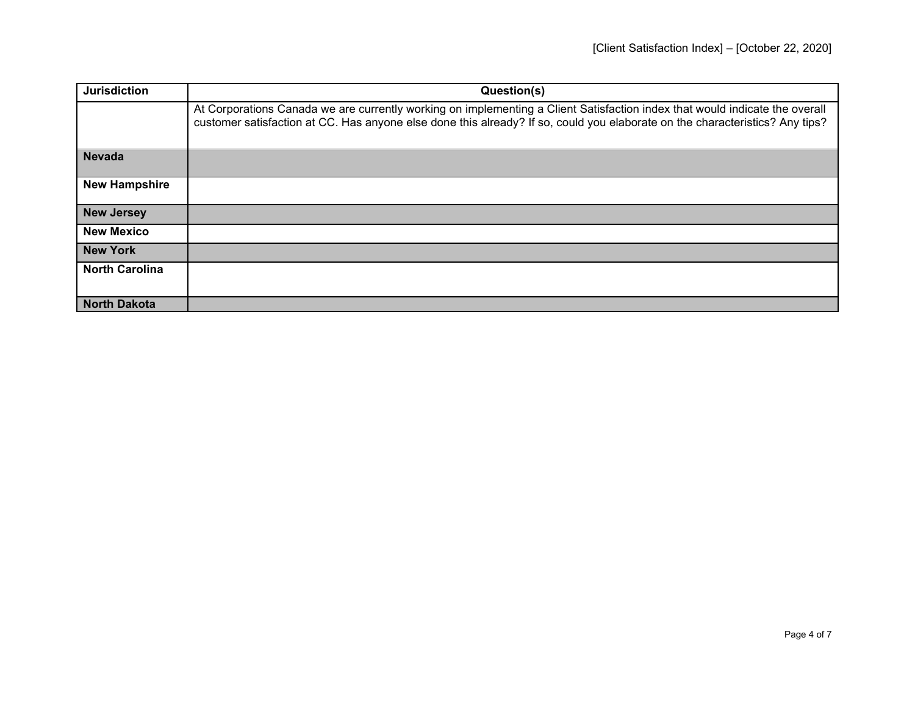| Jurisdiction | Question(s) |
|---|---|
| | At Corporations Canada we are currently working on implementing a Client Satisfaction index that would indicate the overall customer satisfaction at CC. Has anyone else done this already? If so, could you elaborate on the characteristics? Any tips? |
| **Nevada** | |
| **New Hampshire** | |
| **New Jersey** | |
| **New Mexico** | |
| **New York** | |
| **North Carolina** | |
| **North Dakota** | |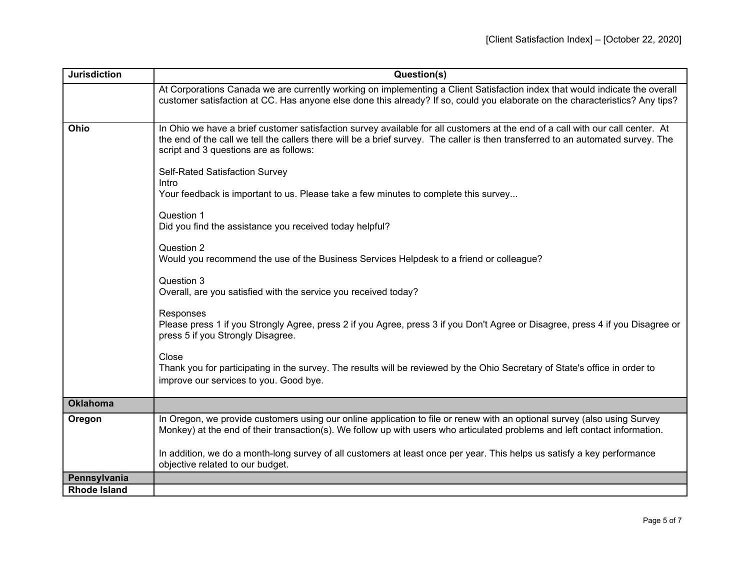| Jurisdiction | Question(s) |
|---|---|
| | At Corporations Canada we are currently working on implementing a Client Satisfaction index that would indicate the overall customer satisfaction at CC. Has anyone else done this already? If so, could you elaborate on the characteristics? Any tips? |
| **Ohio** | In Ohio we have a brief customer satisfaction survey available for all customers at the end of a call with our call center. At the end of the call we tell the callers there will be a brief survey. The caller is then transferred to an automated survey. The script and 3 questions are as follows:<br><br>Self-Rated Satisfaction Survey<br>Intro<br>Your feedback is important to us. Please take a few minutes to complete this survey...<br><br>Question 1<br>Did you find the assistance you received today helpful?<br><br>Question 2<br>Would you recommend the use of the Business Services Helpdesk to a friend or colleague?<br><br>Question 3<br>Overall, are you satisfied with the service you received today?<br><br>Responses<br>Please press 1 if you Strongly Agree, press 2 if you Agree, press 3 if you Don't Agree or Disagree, press 4 if you Disagree or press 5 if you Strongly Disagree.<br><br>Close<br>Thank you for participating in the survey. The results will be reviewed by the Ohio Secretary of State's office in order to improve our services to you. Good bye. |
| **Oklahoma** | |
| **Oregon** | In Oregon, we provide customers using our online application to file or renew with an optional survey (also using Survey Monkey) at the end of their transaction(s). We follow up with users who articulated problems and left contact information.<br><br>In addition, we do a month-long survey of all customers at least once per year. This helps us satisfy a key performance objective related to our budget. |
| **Pennsylvania** | |
| **Rhode Island** | |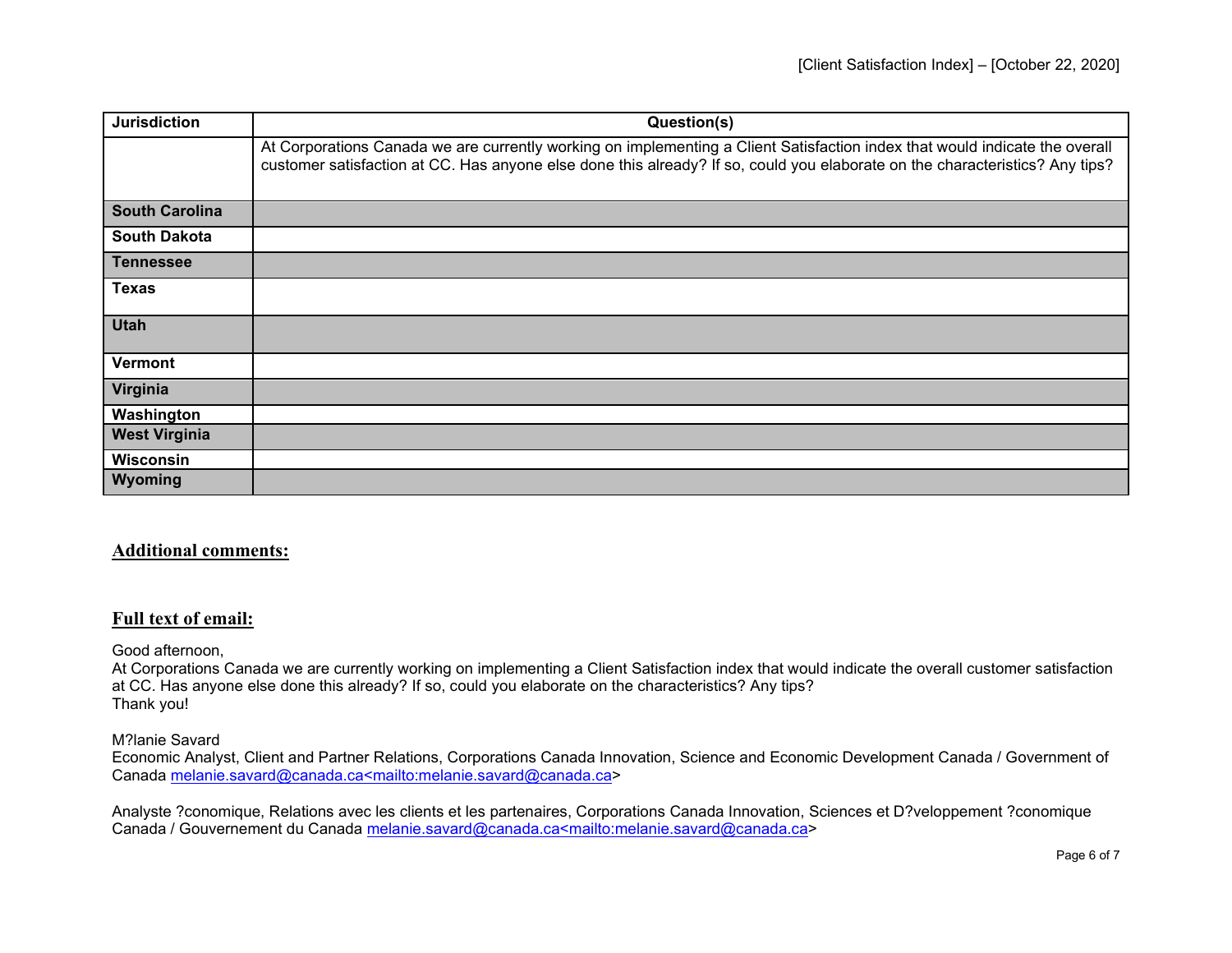| Jurisdiction | Question(s) |
| --- | --- |
| | At Corporations Canada we are currently working on implementing a Client Satisfaction index that would indicate the overall customer satisfaction at CC. Has anyone else done this already? If so, could you elaborate on the characteristics? Any tips? |
| **South Carolina** | |
| **South Dakota** | |
| **Tennessee** | |
| **Texas** | |
| **Utah** | |
| **Vermont** | |
| **Virginia** | |
| **Washington** | |
| **West Virginia** | |
| **Wisconsin** | |
| **Wyoming** | |

## Additional comments:

## Full text of email:

Good afternoon,
At Corporations Canada we are currently working on implementing a Client Satisfaction index that would indicate the overall customer satisfaction at CC. Has anyone else done this already? If so, could you elaborate on the characteristics? Any tips?
Thank you!

M?lanie Savard
Economic Analyst, Client and Partner Relations, Corporations Canada Innovation, Science and Economic Development Canada / Government of Canada melanie.savard@canada.ca<mailto:melanie.savard@canada.ca>

Analyste ?conomique, Relations avec les clients et les partenaires, Corporations Canada Innovation, Sciences et D?veloppement ?conomique Canada / Gouvernement du Canada melanie.savard@canada.ca<mailto:melanie.savard@canada.ca>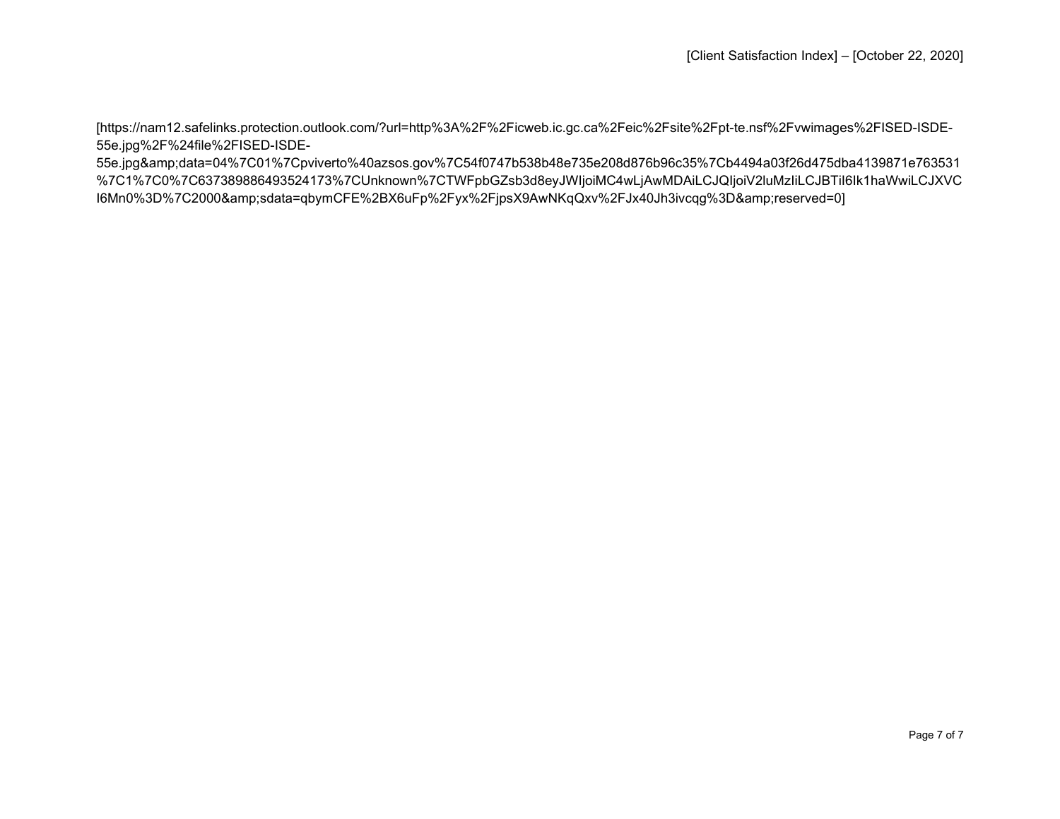[https://nam12.safelinks.protection.outlook.com/?url=http%3A%2F%2Ficweb.ic.gc.ca%2Feic%2Fsite%2Fpt-te.nsf%2Fvwimages%2FISED-ISDE-55e.jpg%2F%24file%2FISED-ISDE-55e.jpg&amp;data=04%7C01%7Cpviverto%40azsos.gov%7C54f0747b538b48e735e208d876b96c35%7Cb4494a03f26d475dba4139871e763531%7C1%7C0%7C637389886493524173%7CUnknown%7CTWFpbGZsb3d8eyJWIjoiMC4wLjAwMDAiLCJQIjoiV2luMzIiLCJBTiI6Ik1haWwiLCJXVCI6Mn0%3D%7C2000&amp;sdata=qbymCFE%2BX6uFp%2Fyx%2FjpsX9AwNKqQxv%2FJx40Jh3ivcqg%3D&amp;reserved=0]